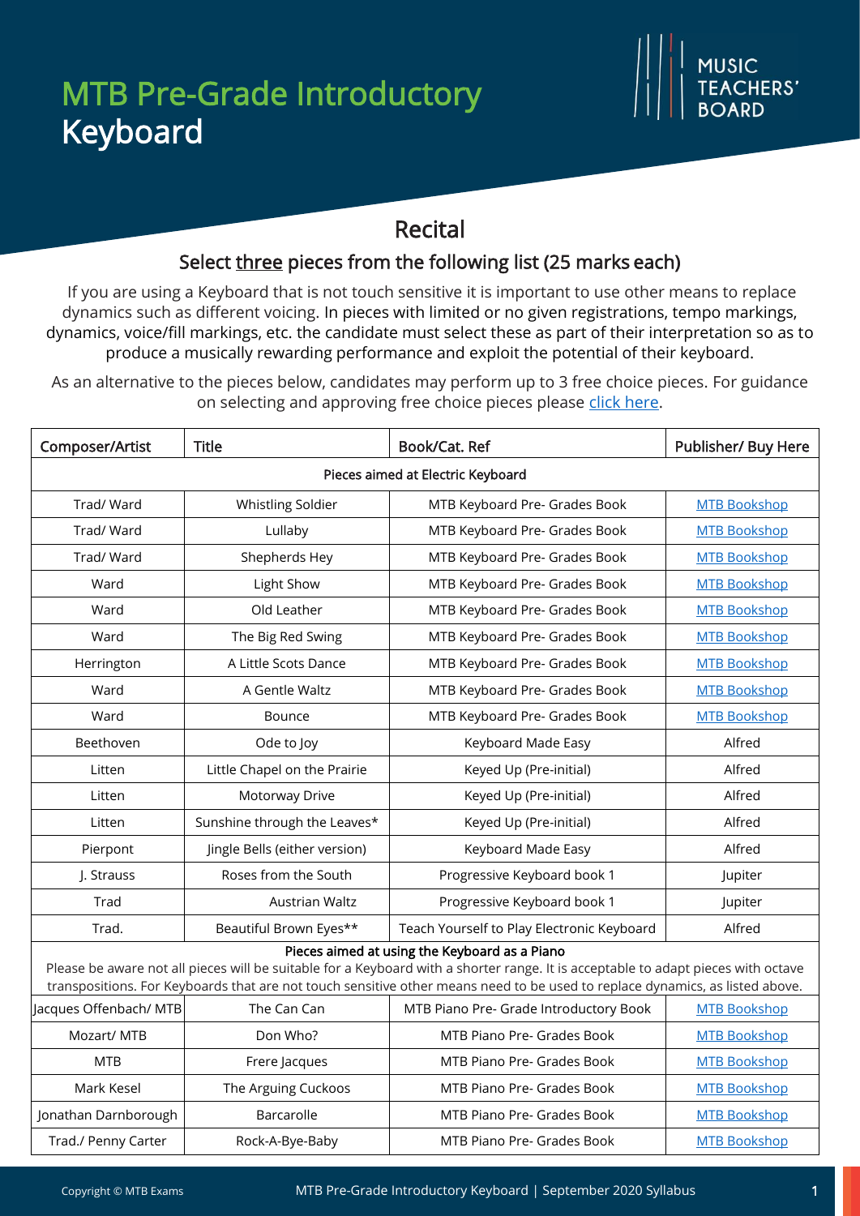# MTB Pre-Grade Introductory Keyboard

## Recital

### Select three pieces from the following list (25 marks each)

If you are using a Keyboard that is not touch sensitive it is important to use other means to replace dynamics such as different voicing. In pieces with limited or no given registrations, tempo markings, dynamics, voice/fill markings, etc. the candidate must select these as part of their interpretation so as to produce a musically rewarding performance and exploit the potential of their keyboard.

As an alternative to the pieces below, candidates may perform up to 3 free choice pieces. For guidance on selecting and approving free choice pieces please click here.

| Composer/Artist | Title | Book/Cat. Ref | Publisher/ Buy Here |
|---|---|---|---|
| **Pieces aimed at Electric Keyboard** | | | |
| Trad/ Ward | Whistling Soldier | MTB Keyboard Pre- Grades Book | MTB Bookshop |
| Trad/ Ward | Lullaby | MTB Keyboard Pre- Grades Book | MTB Bookshop |
| Trad/ Ward | Shepherds Hey | MTB Keyboard Pre- Grades Book | MTB Bookshop |
| Ward | Light Show | MTB Keyboard Pre- Grades Book | MTB Bookshop |
| Ward | Old Leather | MTB Keyboard Pre- Grades Book | MTB Bookshop |
| Ward | The Big Red Swing | MTB Keyboard Pre- Grades Book | MTB Bookshop |
| Herrington | A Little Scots Dance | MTB Keyboard Pre- Grades Book | MTB Bookshop |
| Ward | A Gentle Waltz | MTB Keyboard Pre- Grades Book | MTB Bookshop |
| Ward | Bounce | MTB Keyboard Pre- Grades Book | MTB Bookshop |
| Beethoven | Ode to Joy | Keyboard Made Easy | Alfred |
| Litten | Little Chapel on the Prairie | Keyed Up (Pre-initial) | Alfred |
| Litten | Motorway Drive | Keyed Up (Pre-initial) | Alfred |
| Litten | Sunshine through the Leaves* | Keyed Up (Pre-initial) | Alfred |
| Pierpont | Jingle Bells (either version) | Keyboard Made Easy | Alfred |
| J. Strauss | Roses from the South | Progressive Keyboard book 1 | Jupiter |
| Trad | Austrian Waltz | Progressive Keyboard book 1 | Jupiter |
| Trad. | Beautiful Brown Eyes** | Teach Yourself to Play Electronic Keyboard | Alfred |
| **Pieces aimed at using the Keyboard as a Piano** Please be aware not all pieces will be suitable for a Keyboard with a shorter range. It is acceptable to adapt pieces with octave transpositions. For Keyboards that are not touch sensitive other means need to be used to replace dynamics, as listed above. | | | |
| Jacques Offenbach/ MTB | The Can Can | MTB Piano Pre- Grade Introductory Book | MTB Bookshop |
| Mozart/ MTB | Don Who? | MTB Piano Pre- Grades Book | MTB Bookshop |
| MTB | Frere Jacques | MTB Piano Pre- Grades Book | MTB Bookshop |
| Mark Kesel | The Arguing Cuckoos | MTB Piano Pre- Grades Book | MTB Bookshop |
| Jonathan Darnborough | Barcarolle | MTB Piano Pre- Grades Book | MTB Bookshop |
| Trad./ Penny Carter | Rock-A-Bye-Baby | MTB Piano Pre- Grades Book | MTB Bookshop |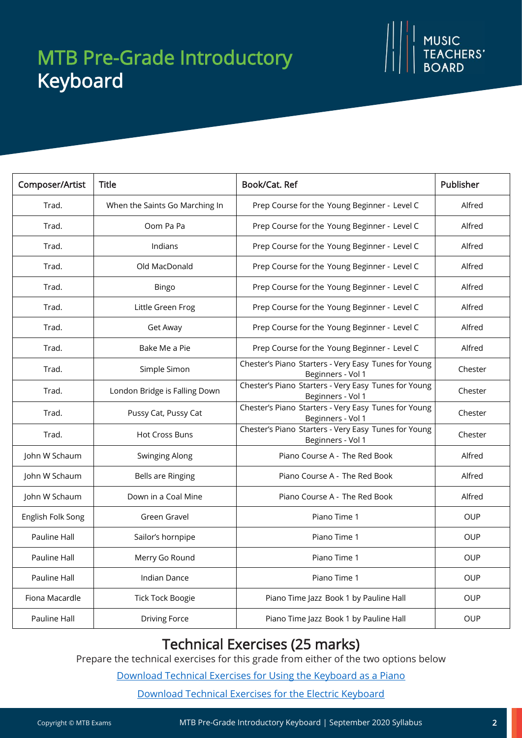# MTB Pre-Grade Introductory Keyboard

| Composer/Artist | Title | Book/Cat. Ref | Publisher |
|---|---|---|---|
| Trad. | When the Saints Go Marching In | Prep Course for the Young Beginner - Level C | Alfred |
| Trad. | Oom Pa Pa | Prep Course for the Young Beginner - Level C | Alfred |
| Trad. | Indians | Prep Course for the Young Beginner - Level C | Alfred |
| Trad. | Old MacDonald | Prep Course for the Young Beginner - Level C | Alfred |
| Trad. | Bingo | Prep Course for the Young Beginner - Level C | Alfred |
| Trad. | Little Green Frog | Prep Course for the Young Beginner - Level C | Alfred |
| Trad. | Get Away | Prep Course for the Young Beginner - Level C | Alfred |
| Trad. | Bake Me a Pie | Prep Course for the Young Beginner - Level C | Alfred |
| Trad. | Simple Simon | Chester's Piano Starters - Very Easy Tunes for Young Beginners - Vol 1 | Chester |
| Trad. | London Bridge is Falling Down | Chester's Piano Starters - Very Easy Tunes for Young Beginners - Vol 1 | Chester |
| Trad. | Pussy Cat, Pussy Cat | Chester's Piano Starters - Very Easy Tunes for Young Beginners - Vol 1 | Chester |
| Trad. | Hot Cross Buns | Chester's Piano Starters - Very Easy Tunes for Young Beginners - Vol 1 | Chester |
| John W Schaum | Swinging Along | Piano Course A - The Red Book | Alfred |
| John W Schaum | Bells are Ringing | Piano Course A - The Red Book | Alfred |
| John W Schaum | Down in a Coal Mine | Piano Course A - The Red Book | Alfred |
| English Folk Song | Green Gravel | Piano Time 1 | OUP |
| Pauline Hall | Sailor's hornpipe | Piano Time 1 | OUP |
| Pauline Hall | Merry Go Round | Piano Time 1 | OUP |
| Pauline Hall | Indian Dance | Piano Time 1 | OUP |
| Fiona Macardle | Tick Tock Boogie | Piano Time Jazz Book 1 by Pauline Hall | OUP |
| Pauline Hall | Driving Force | Piano Time Jazz Book 1 by Pauline Hall | OUP |

## Technical Exercises (25 marks)

Prepare the technical exercises for this grade from either of the two options below

Download Technical Exercises for Using the Keyboard as a Piano

Download Technical Exercises for the Electric Keyboard